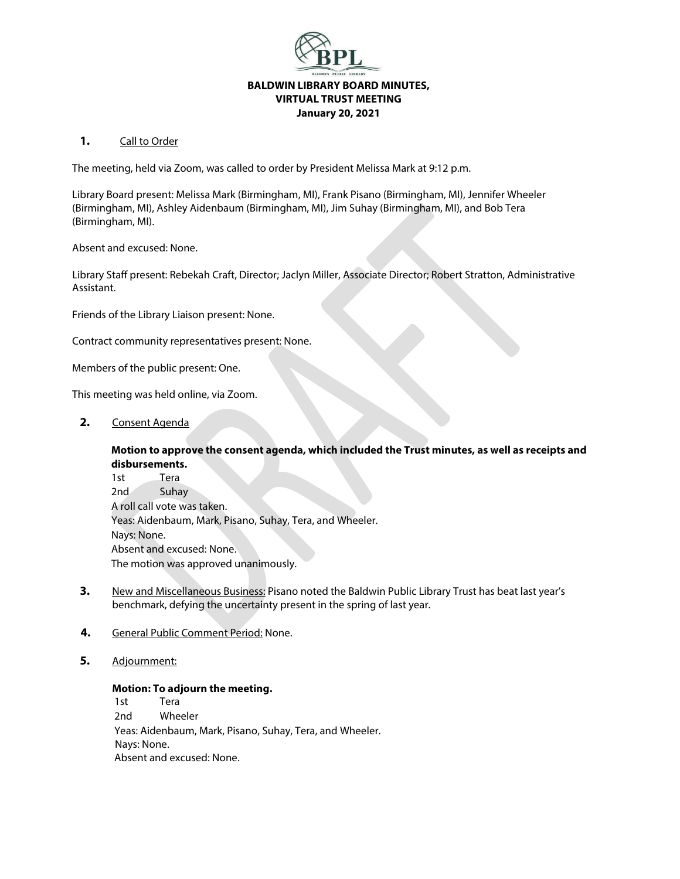**BALDWIN LIBRARY BOARD MINUTES,**
**VIRTUAL TRUST MEETING**
**January 20, 2021**

**1.** Call to Order

The meeting, held via Zoom, was called to order by President Melissa Mark at 9:12 p.m.

Library Board present: Melissa Mark (Birmingham, MI), Frank Pisano (Birmingham, MI), Jennifer Wheeler (Birmingham, MI), Ashley Aidenbaum (Birmingham, MI), Jim Suhay (Birmingham, MI), and Bob Tera (Birmingham, MI).

Absent and excused: None.

Library Staff present: Rebekah Craft, Director; Jaclyn Miller, Associate Director; Robert Stratton, Administrative Assistant.

Friends of the Library Liaison present: None.

Contract community representatives present: None.

Members of the public present: One.

This meeting was held online, via Zoom.

**2.** Consent Agenda

**Motion to approve the consent agenda, which included the Trust minutes, as well as receipts and disbursements.**
1st Tera
2nd Suhay
A roll call vote was taken.
Yeas: Aidenbaum, Mark, Pisano, Suhay, Tera, and Wheeler.
Nays: None.
Absent and excused: None.
The motion was approved unanimously.

**3.** New and Miscellaneous Business: Pisano noted the Baldwin Public Library Trust has beat last year's benchmark, defying the uncertainty present in the spring of last year.

**4.** General Public Comment Period: None.

**5.** Adjournment:

**Motion: To adjourn the meeting.**
1st Tera
2nd Wheeler
Yeas: Aidenbaum, Mark, Pisano, Suhay, Tera, and Wheeler.
Nays: None.
Absent and excused: None.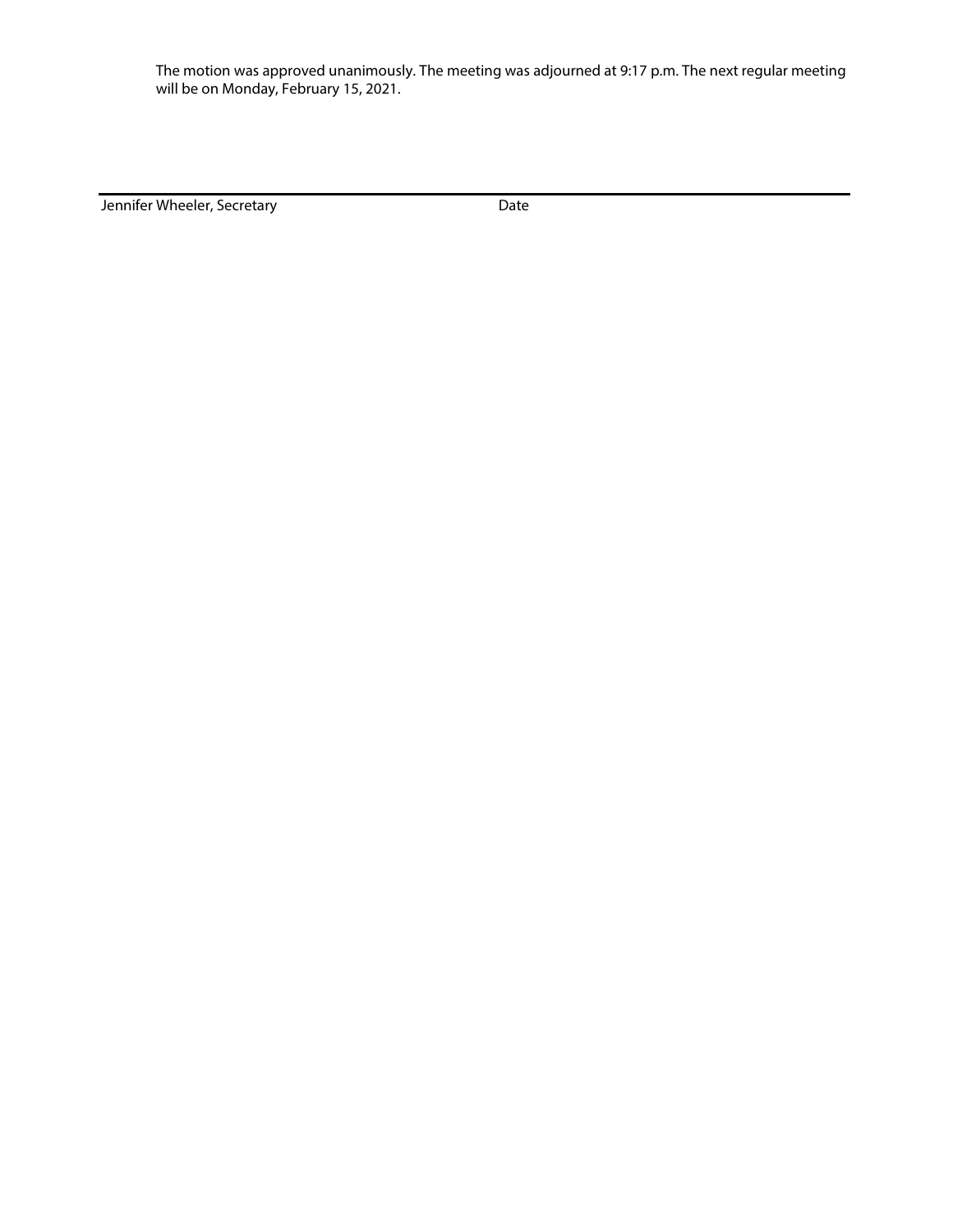The motion was approved unanimously. The meeting was adjourned at 9:17 p.m. The next regular meeting will be on Monday, February 15, 2021.

---

Jennifer Wheeler, Secretary                                        Date